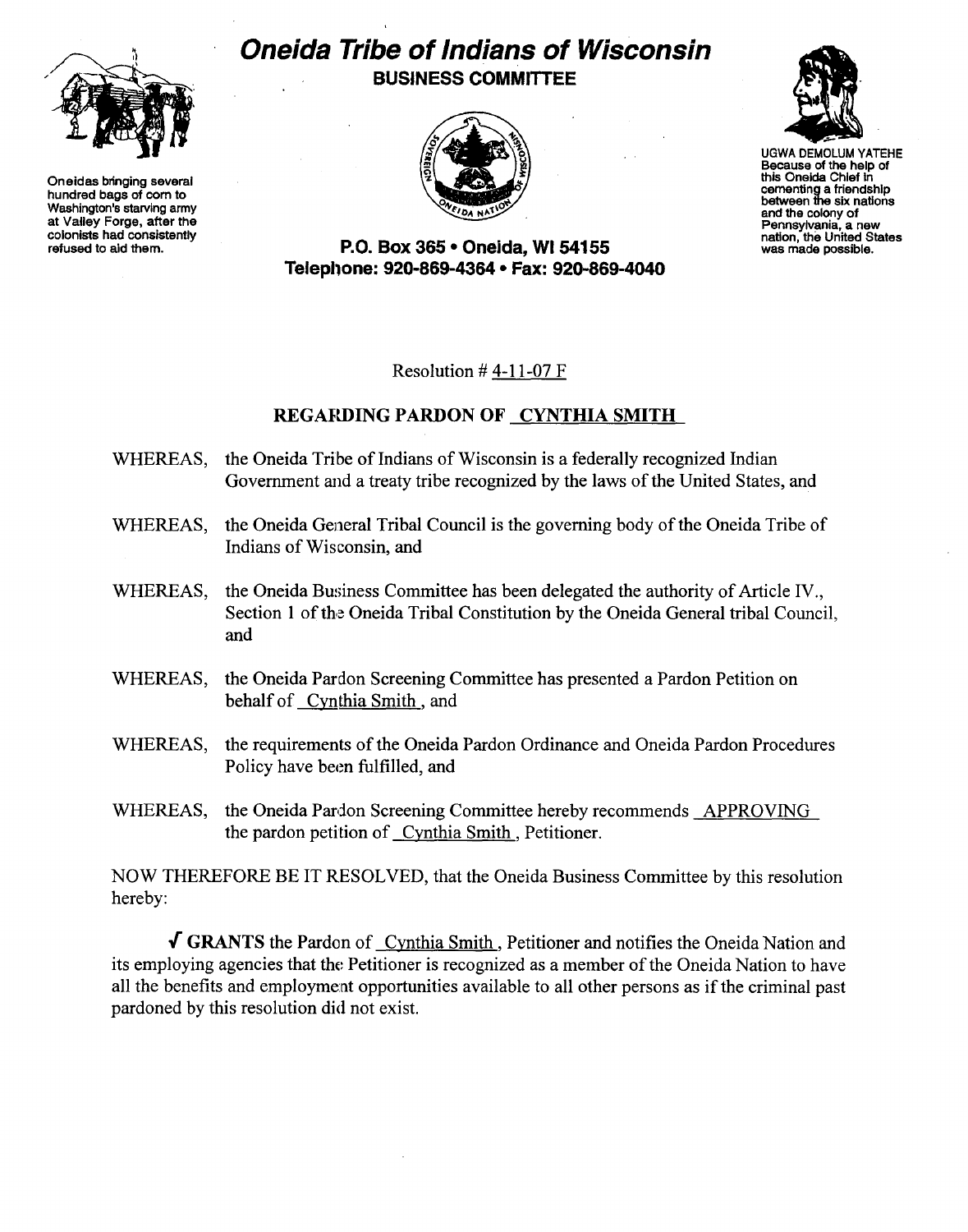Oneidas bringing several hundred bags of corn to Washington's starving army at Valley Forge, after the colonists had consistently refused to aid them.

# Oneida Tribe of Indians of Wisconsin

## BUSINESS COMMITTEE

**P.O. Box 365 • Oneida, WI 54155**
**Telephone: 920-869-4364 • Fax: 920-869-4040**

UGWA DEMOLUM YATEHE
Because of the help of this Oneida Chief in cementing a friendship between the six nations and the colony of Pennsylvania, a new nation, the United States was made possible.

Resolution # 4-11-07 F

**REGARDING PARDON OF CYNTHIA SMITH**

WHEREAS, the Oneida Tribe of Indians of Wisconsin is a federally recognized Indian Government and a treaty tribe recognized by the laws of the United States, and

WHEREAS, the Oneida General Tribal Council is the governing body of the Oneida Tribe of Indians of Wisconsin, and

WHEREAS, the Oneida Business Committee has been delegated the authority of Article IV., Section 1 of the Oneida Tribal Constitution by the Oneida General tribal Council, and

WHEREAS, the Oneida Pardon Screening Committee has presented a Pardon Petition on behalf of Cynthia Smith, and

WHEREAS, the requirements of the Oneida Pardon Ordinance and Oneida Pardon Procedures Policy have been fulfilled, and

WHEREAS, the Oneida Pardon Screening Committee hereby recommends APPROVING the pardon petition of Cynthia Smith, Petitioner.

NOW THEREFORE BE IT RESOLVED, that the Oneida Business Committee by this resolution hereby:

√ **GRANTS** the Pardon of Cynthia Smith, Petitioner and notifies the Oneida Nation and its employing agencies that the Petitioner is recognized as a member of the Oneida Nation to have all the benefits and employment opportunities available to all other persons as if the criminal past pardoned by this resolution did not exist.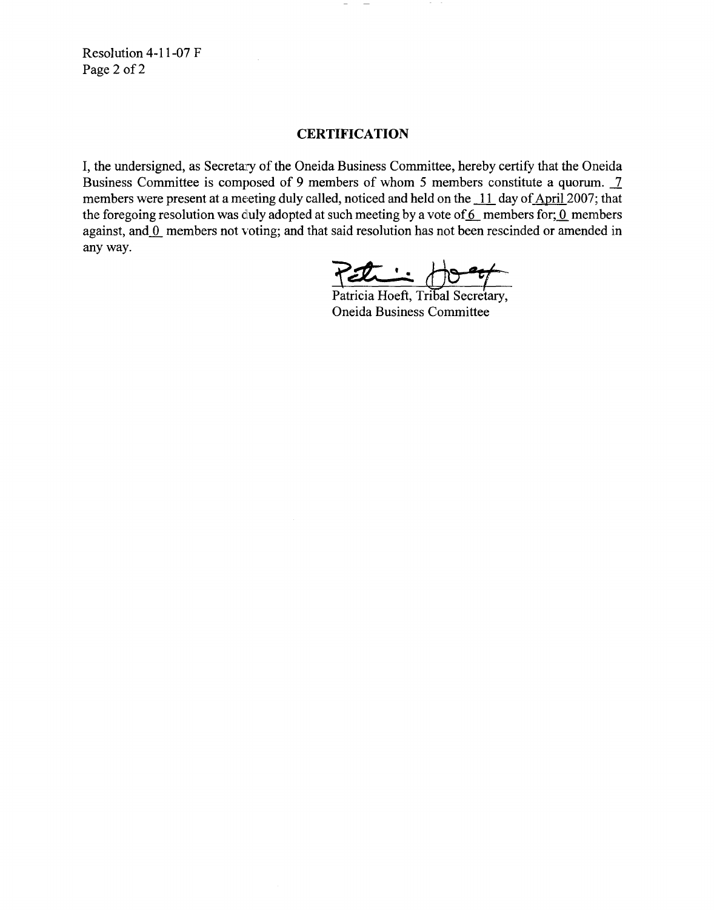Resolution 4-11-07 F

## CERTIFICATION

I, the undersigned, as Secretary of the Oneida Business Committee, hereby certify that the Oneida Business Committee is composed of 9 members of whom 5 members constitute a quorum. 7 members were present at a meeting duly called, noticed and held on the 11 day of April 2007; that the foregoing resolution was duly adopted at such meeting by a vote of 6 members for; 0 members against, and 0 members not voting; and that said resolution has not been rescinded or amended in any way.

Patricia Hoeft, Tribal Secretary,
Oneida Business Committee